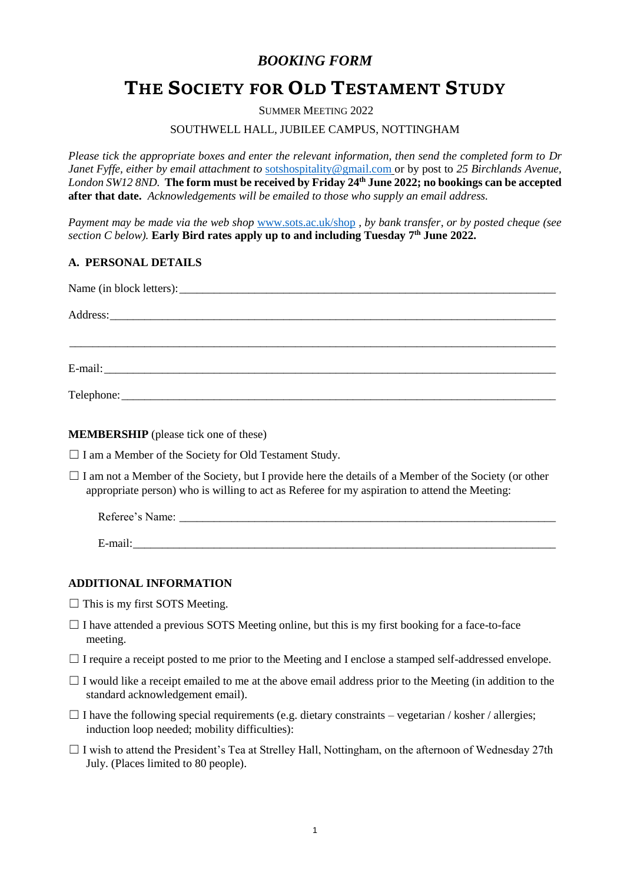# *BOOKING FORM*

# THE SOCIETY FOR OLD TESTAMENT STUDY

SUMMER MEETING 2022

SOUTHWELL HALL, JUBILEE CAMPUS, NOTTINGHAM

*Please tick the appropriate boxes and enter the relevant information, then send the completed form to Dr Janet Fyffe, either by email attachment to* sotshospitality@gmail.com or by post to *25 Birchlands Avenue, London SW12 8ND.* **The form must be received by Friday 24th June 2022; no bookings can be accepted after that date.** *Acknowledgements will be emailed to those who supply an email address.*

*Payment may be made via the web shop* www.sots.ac.uk/shop *, by bank transfer, or by posted cheque (see section C below).* **Early Bird rates apply up to and including Tuesday 7th June 2022.**

## A. PERSONAL DETAILS

Name (in block letters): ___________________________________________

Address: ___________________________________________

___________________________________________

E-mail: ___________________________________________

Telephone: ___________________________________________

**MEMBERSHIP** (please tick one of these)

☐ I am a Member of the Society for Old Testament Study.

☐ I am not a Member of the Society, but I provide here the details of a Member of the Society (or other appropriate person) who is willing to act as Referee for my aspiration to attend the Meeting:

Referee's Name: ___________________________________________

E-mail: ___________________________________________

**ADDITIONAL INFORMATION**

☐ This is my first SOTS Meeting.

☐ I have attended a previous SOTS Meeting online, but this is my first booking for a face-to-face meeting.

☐ I require a receipt posted to me prior to the Meeting and I enclose a stamped self-addressed envelope.

☐ I would like a receipt emailed to me at the above email address prior to the Meeting (in addition to the standard acknowledgement email).

☐ I have the following special requirements (e.g. dietary constraints – vegetarian / kosher / allergies; induction loop needed; mobility difficulties):

☐ I wish to attend the President's Tea at Strelley Hall, Nottingham, on the afternoon of Wednesday 27th July. (Places limited to 80 people).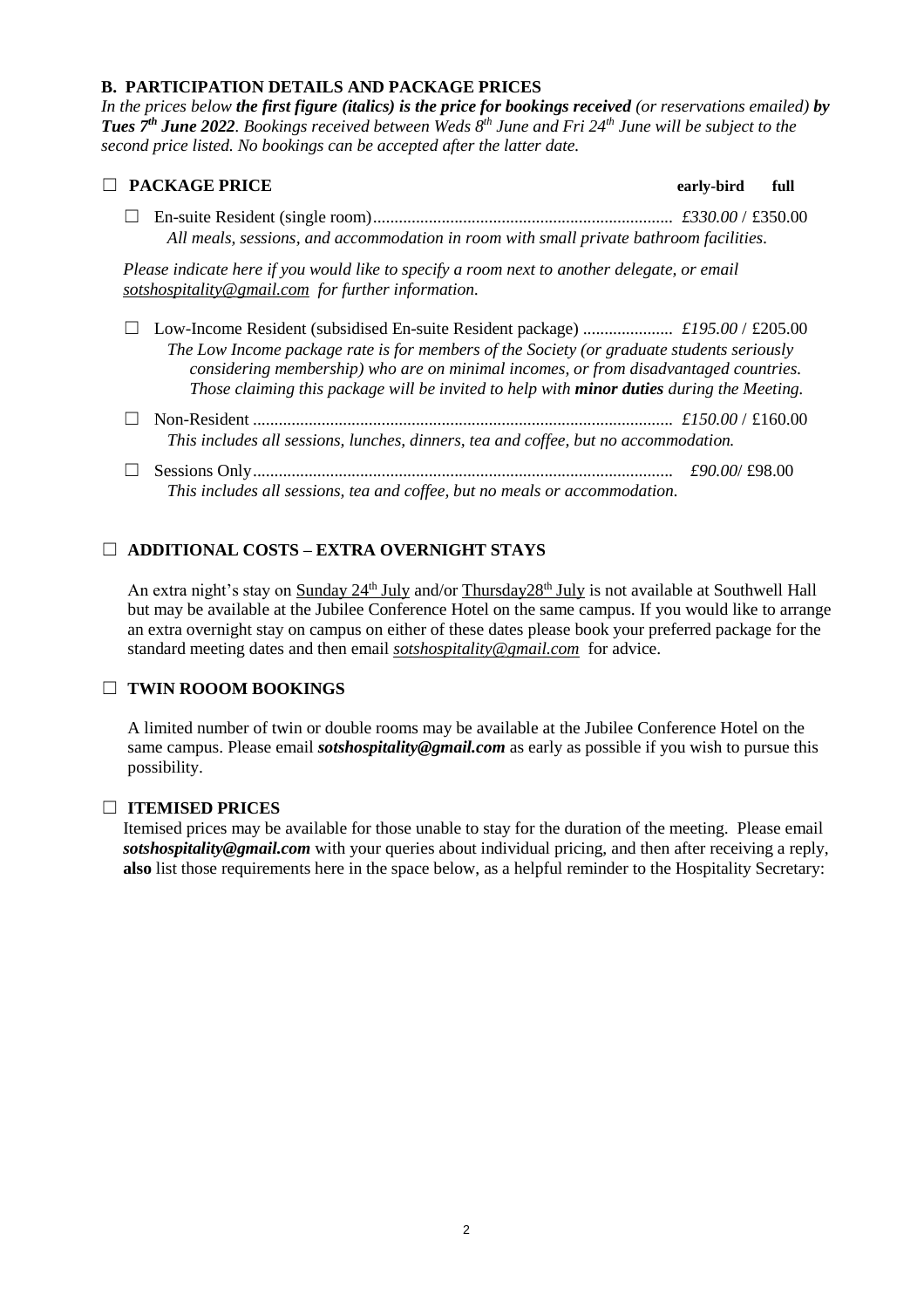## B. PARTICIPATION DETAILS AND PACKAGE PRICES

*In the prices below* ***the first figure (italics) is the price for bookings received*** *(or reservations emailed)* ***by Tues 7th June 2022****. Bookings received between Weds 8th June and Fri 24th June will be subject to the second price listed. No bookings can be accepted after the latter date.*

☐ **PACKAGE PRICE** **early-bird** **full**

☐ En-suite Resident (single room)...................................................................... *£330.00* / £350.00
*All meals, sessions, and accommodation in room with small private bathroom facilities.*

*Please indicate here if you would like to specify a room next to another delegate, or email sotshospitality@gmail.com for further information.*

☐ Low-Income Resident (subsidised En-suite Resident package) ..................... *£195.00* / £205.00
*The Low Income package rate is for members of the Society (or graduate students seriously considering membership) who are on minimal incomes, or from disadvantaged countries. Those claiming this package will be invited to help with* ***minor duties*** *during the Meeting.*

☐ Non-Resident ................................................................................................ *£150.00* / £160.00
*This includes all sessions, lunches, dinners, tea and coffee, but no accommodation.*

☐ Sessions Only................................................................................................ *£90.00*/ £98.00
*This includes all sessions, tea and coffee, but no meals or accommodation.*

☐ **ADDITIONAL COSTS – EXTRA OVERNIGHT STAYS**

An extra night's stay on Sunday 24th July and/or Thursday28th July is not available at Southwell Hall but may be available at the Jubilee Conference Hotel on the same campus. If you would like to arrange an extra overnight stay on campus on either of these dates please book your preferred package for the standard meeting dates and then email *sotshospitality@gmail.com* for advice.

☐ **TWIN ROOOM BOOKINGS**

A limited number of twin or double rooms may be available at the Jubilee Conference Hotel on the same campus. Please email ***sotshospitality@gmail.com*** as early as possible if you wish to pursue this possibility.

☐ **ITEMISED PRICES**

Itemised prices may be available for those unable to stay for the duration of the meeting. Please email ***sotshospitality@gmail.com*** with your queries about individual pricing, and then after receiving a reply, **also** list those requirements here in the space below, as a helpful reminder to the Hospitality Secretary: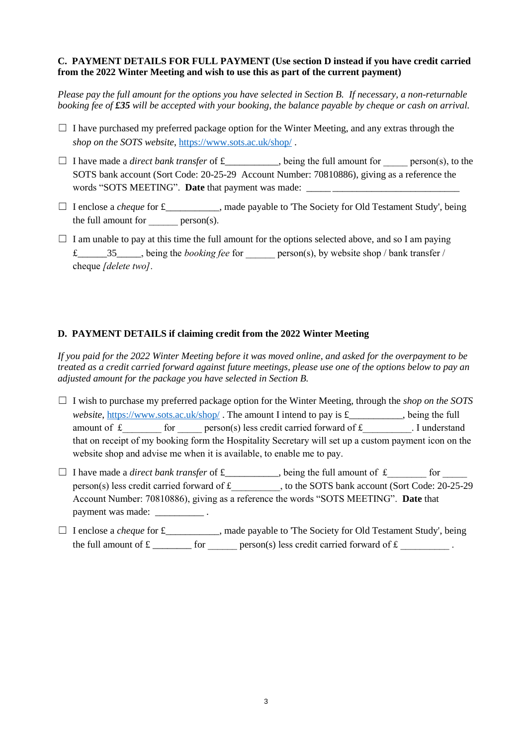**C. PAYMENT DETAILS FOR FULL PAYMENT (Use section D instead if you have credit carried from the 2022 Winter Meeting and wish to use this as part of the current payment)**

*Please pay the full amount for the options you have selected in Section B. If necessary, a non-returnable booking fee of **£35** will be accepted with your booking, the balance payable by cheque or cash on arrival.*

☐ I have purchased my preferred package option for the Winter Meeting, and any extras through the *shop on the SOTS website*, https://www.sots.ac.uk/shop/ .

☐ I have made a *direct bank transfer* of £___________, being the full amount for _____ person(s), to the SOTS bank account (Sort Code: 20-25-29 Account Number: 70810886), giving as a reference the words "SOTS MEETING". **Date** that payment was made: _____ ___________________________

☐ I enclose a *cheque* for £___________, made payable to 'The Society for Old Testament Study', being the full amount for ______ person(s).

☐ I am unable to pay at this time the full amount for the options selected above, and so I am paying £______35_____, being the *booking fee* for ______ person(s), by website shop / bank transfer / cheque *[delete two]*.

**D. PAYMENT DETAILS if claiming credit from the 2022 Winter Meeting**

*If you paid for the 2022 Winter Meeting before it was moved online, and asked for the overpayment to be treated as a credit carried forward against future meetings, please use one of the options below to pay an adjusted amount for the package you have selected in Section B.*

☐ I wish to purchase my preferred package option for the Winter Meeting, through the *shop on the SOTS website*, https://www.sots.ac.uk/shop/ . The amount I intend to pay is £___________, being the full amount of £________ for _____ person(s) less credit carried forward of £__________. I understand that on receipt of my booking form the Hospitality Secretary will set up a custom payment icon on the website shop and advise me when it is available, to enable me to pay.

☐ I have made a *direct bank transfer* of £___________, being the full amount of £________ for _____ person(s) less credit carried forward of £__________, to the SOTS bank account (Sort Code: 20-25-29 Account Number: 70810886), giving as a reference the words "SOTS MEETING". **Date** that payment was made: __________ .

☐ I enclose a *cheque* for £___________, made payable to 'The Society for Old Testament Study', being the full amount of £ ________ for ______ person(s) less credit carried forward of £ __________ .